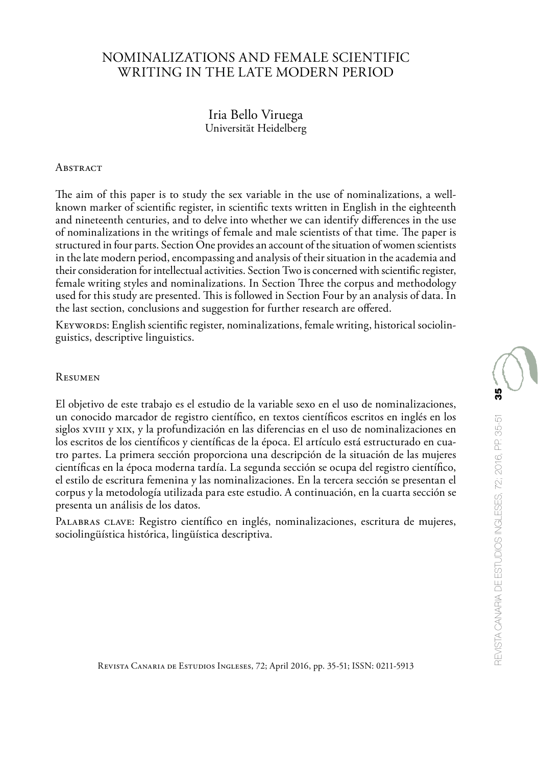# NOMINALIZATIONS AND FEMALE SCIENTIFIC WRITING IN THE LATE MODERN PERIOD

Iria Bello Viruega
Universität Heidelberg

## Abstract

The aim of this paper is to study the sex variable in the use of nominalizations, a well-known marker of scientific register, in scientific texts written in English in the eighteenth and nineteenth centuries, and to delve into whether we can identify differences in the use of nominalizations in the writings of female and male scientists of that time. The paper is structured in four parts. Section One provides an account of the situation of women scientists in the late modern period, encompassing and analysis of their situation in the academia and their consideration for intellectual activities. Section Two is concerned with scientific register, female writing styles and nominalizations. In Section Three the corpus and methodology used for this study are presented. This is followed in Section Four by an analysis of data. In the last section, conclusions and suggestion for further research are offered.

Keywords: English scientific register, nominalizations, female writing, historical sociolinguistics, descriptive linguistics.

## Resumen

El objetivo de este trabajo es el estudio de la variable sexo en el uso de nominalizaciones, un conocido marcador de registro científico, en textos científicos escritos en inglés en los siglos XVIII y XIX, y la profundización en las diferencias en el uso de nominalizaciones en los escritos de los científicos y científicas de la época. El artículo está estructurado en cuatro partes. La primera sección proporciona una descripción de la situación de las mujeres científicas en la época moderna tardía. La segunda sección se ocupa del registro científico, el estilo de escritura femenina y las nominalizaciones. En la tercera sección se presentan el corpus y la metodología utilizada para este estudio. A continuación, en la cuarta sección se presenta un análisis de los datos.

Palabras clave: Registro científico en inglés, nominalizaciones, escritura de mujeres, sociolingüística histórica, lingüística descriptiva.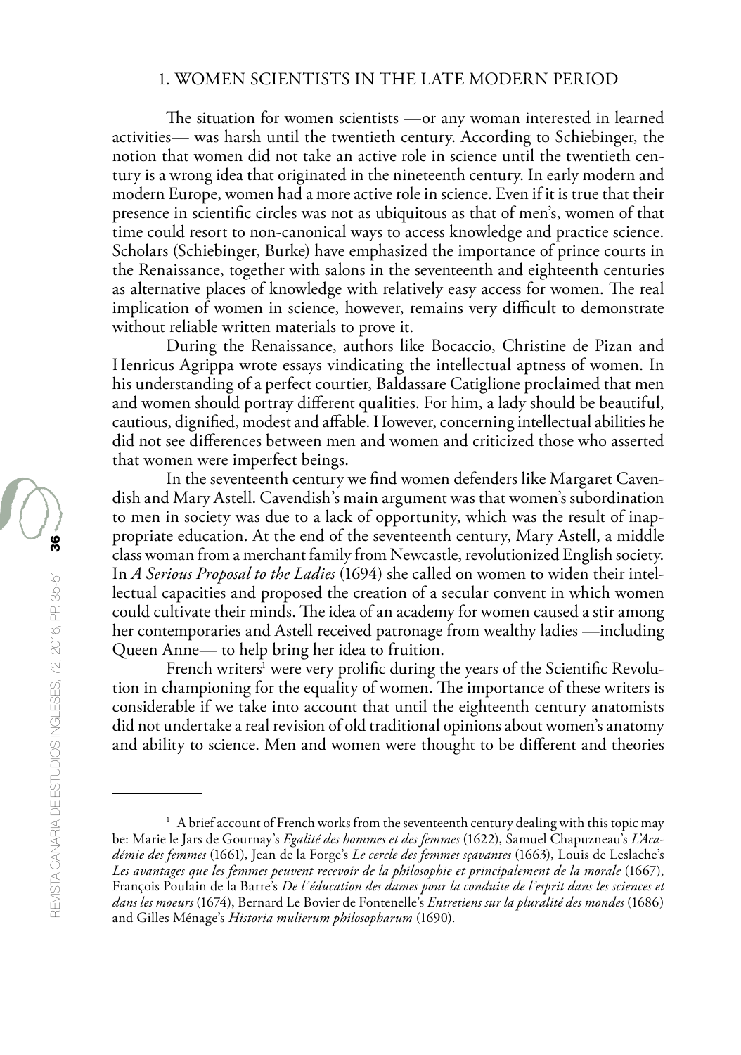## 1. WOMEN SCIENTISTS IN THE LATE MODERN PERIOD

The situation for women scientists —or any woman interested in learned activities— was harsh until the twentieth century. According to Schiebinger, the notion that women did not take an active role in science until the twentieth century is a wrong idea that originated in the nineteenth century. In early modern and modern Europe, women had a more active role in science. Even if it is true that their presence in scientific circles was not as ubiquitous as that of men's, women of that time could resort to non-canonical ways to access knowledge and practice science. Scholars (Schiebinger, Burke) have emphasized the importance of prince courts in the Renaissance, together with salons in the seventeenth and eighteenth centuries as alternative places of knowledge with relatively easy access for women. The real implication of women in science, however, remains very difficult to demonstrate without reliable written materials to prove it.

During the Renaissance, authors like Bocaccio, Christine de Pizan and Henricus Agrippa wrote essays vindicating the intellectual aptness of women. In his understanding of a perfect courtier, Baldassare Catiglione proclaimed that men and women should portray different qualities. For him, a lady should be beautiful, cautious, dignified, modest and affable. However, concerning intellectual abilities he did not see differences between men and women and criticized those who asserted that women were imperfect beings.

In the seventeenth century we find women defenders like Margaret Cavendish and Mary Astell. Cavendish's main argument was that women's subordination to men in society was due to a lack of opportunity, which was the result of inappropriate education. At the end of the seventeenth century, Mary Astell, a middle class woman from a merchant family from Newcastle, revolutionized English society. In *A Serious Proposal to the Ladies* (1694) she called on women to widen their intellectual capacities and proposed the creation of a secular convent in which women could cultivate their minds. The idea of an academy for women caused a stir among her contemporaries and Astell received patronage from wealthy ladies —including Queen Anne— to help bring her idea to fruition.

French writers[1] were very prolific during the years of the Scientific Revolution in championing for the equality of women. The importance of these writers is considerable if we take into account that until the eighteenth century anatomists did not undertake a real revision of old traditional opinions about women's anatomy and ability to science. Men and women were thought to be different and theories

[1] A brief account of French works from the seventeenth century dealing with this topic may be: Marie le Jars de Gournay's *Egalité des hommes et des femmes* (1622), Samuel Chapuzneau's *L'Académie des femmes* (1661), Jean de la Forge's *Le cercle des femmes sçavantes* (1663), Louis de Leslache's *Les avantages que les femmes peuvent recevoir de la philosophie et principalement de la morale* (1667), François Poulain de la Barre's *De l'éducation des dames pour la conduite de l'esprit dans les sciences et dans les moeurs* (1674), Bernard Le Bovier de Fontenelle's *Entretiens sur la pluralité des mondes* (1686) and Gilles Ménage's *Historia mulierum philosopharum* (1690).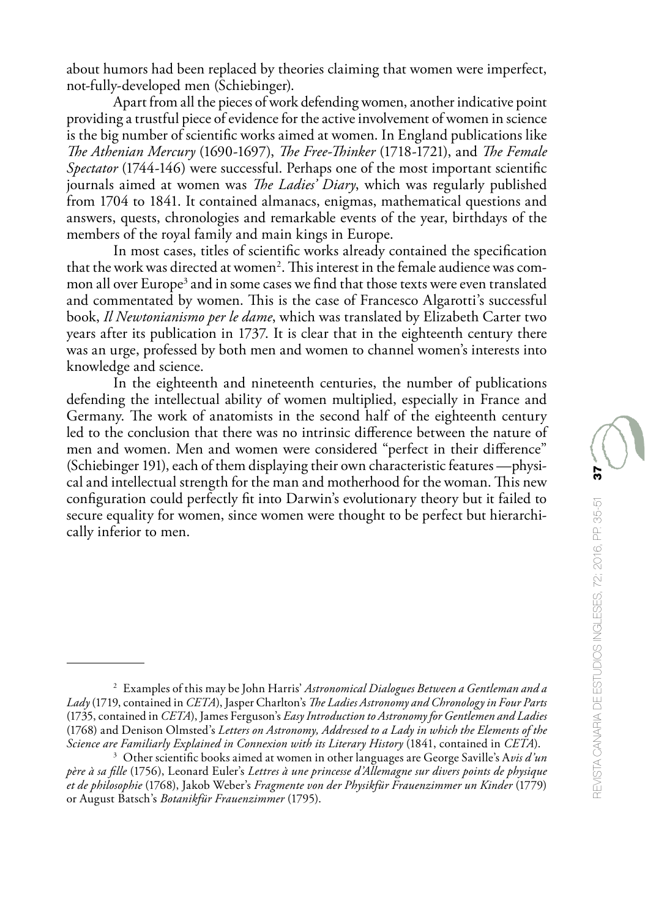about humors had been replaced by theories claiming that women were imperfect, not-fully-developed men (Schiebinger).

Apart from all the pieces of work defending women, another indicative point providing a trustful piece of evidence for the active involvement of women in science is the big number of scientific works aimed at women. In England publications like *The Athenian Mercury* (1690-1697), *The Free-Thinker* (1718-1721), and *The Female Spectator* (1744-146) were successful. Perhaps one of the most important scientific journals aimed at women was *The Ladies' Diary*, which was regularly published from 1704 to 1841. It contained almanacs, enigmas, mathematical questions and answers, quests, chronologies and remarkable events of the year, birthdays of the members of the royal family and main kings in Europe.

In most cases, titles of scientific works already contained the specification that the work was directed at women[2]. This interest in the female audience was common all over Europe[3] and in some cases we find that those texts were even translated and commentated by women. This is the case of Francesco Algarotti's successful book, *Il Newtonianismo per le dame*, which was translated by Elizabeth Carter two years after its publication in 1737. It is clear that in the eighteenth century there was an urge, professed by both men and women to channel women's interests into knowledge and science.

In the eighteenth and nineteenth centuries, the number of publications defending the intellectual ability of women multiplied, especially in France and Germany. The work of anatomists in the second half of the eighteenth century led to the conclusion that there was no intrinsic difference between the nature of men and women. Men and women were considered "perfect in their difference" (Schiebinger 191), each of them displaying their own characteristic features —physical and intellectual strength for the man and motherhood for the woman. This new configuration could perfectly fit into Darwin's evolutionary theory but it failed to secure equality for women, since women were thought to be perfect but hierarchically inferior to men.

---

[2] Examples of this may be John Harris' *Astronomical Dialogues Between a Gentleman and a Lady* (1719, contained in *CETA*), Jasper Charlton's *The Ladies Astronomy and Chronology in Four Parts* (1735, contained in *CETA*), James Ferguson's *Easy Introduction to Astronomy for Gentlemen and Ladies* (1768) and Denison Olmsted's *Letters on Astronomy, Addressed to a Lady in which the Elements of the Science are Familiarly Explained in Connexion with its Literary History* (1841, contained in *CETA*).

[3] Other scientific books aimed at women in other languages are George Saville's A*vis d'un père à sa fille* (1756), Leonard Euler's *Lettres à une princesse d'Allemagne sur divers points de physique et de philosophie* (1768), Jakob Weber's *Fragmente von der Physikfür Frauenzimmer un Kinder* (1779) or August Batsch's *Botanikfür Frauenzimmer* (1795).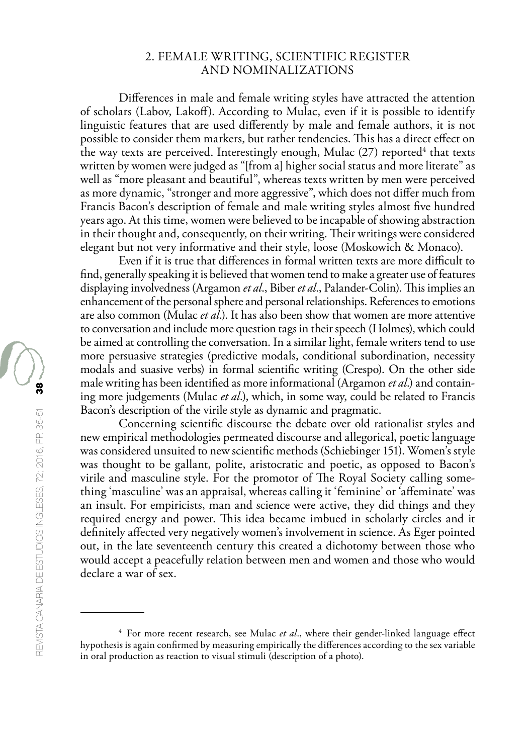## 2. FEMALE WRITING, SCIENTIFIC REGISTER AND NOMINALIZATIONS

Differences in male and female writing styles have attracted the attention of scholars (Labov, Lakoff). According to Mulac, even if it is possible to identify linguistic features that are used differently by male and female authors, it is not possible to consider them markers, but rather tendencies. This has a direct effect on the way texts are perceived. Interestingly enough, Mulac (27) reported[4] that texts written by women were judged as "[from a] higher social status and more literate" as well as "more pleasant and beautiful", whereas texts written by men were perceived as more dynamic, "stronger and more aggressive", which does not differ much from Francis Bacon's description of female and male writing styles almost five hundred years ago. At this time, women were believed to be incapable of showing abstraction in their thought and, consequently, on their writing. Their writings were considered elegant but not very informative and their style, loose (Moskowich & Monaco).

Even if it is true that differences in formal written texts are more difficult to find, generally speaking it is believed that women tend to make a greater use of features displaying involvedness (Argamon *et al*., Biber *et al*., Palander-Colin). This implies an enhancement of the personal sphere and personal relationships. References to emotions are also common (Mulac *et al*.). It has also been show that women are more attentive to conversation and include more question tags in their speech (Holmes), which could be aimed at controlling the conversation. In a similar light, female writers tend to use more persuasive strategies (predictive modals, conditional subordination, necessity modals and suasive verbs) in formal scientific writing (Crespo). On the other side male writing has been identified as more informational (Argamon *et al*.) and containing more judgements (Mulac *et al*.), which, in some way, could be related to Francis Bacon's description of the virile style as dynamic and pragmatic.

Concerning scientific discourse the debate over old rationalist styles and new empirical methodologies permeated discourse and allegorical, poetic language was considered unsuited to new scientific methods (Schiebinger 151). Women's style was thought to be gallant, polite, aristocratic and poetic, as opposed to Bacon's virile and masculine style. For the promotor of The Royal Society calling something 'masculine' was an appraisal, whereas calling it 'feminine' or 'affeminate' was an insult. For empiricists, man and science were active, they did things and they required energy and power. This idea became imbued in scholarly circles and it definitely affected very negatively women's involvement in science. As Eger pointed out, in the late seventeenth century this created a dichotomy between those who would accept a peacefully relation between men and women and those who would declare a war of sex.

---

[4] For more recent research, see Mulac *et al*., where their gender-linked language effect hypothesis is again confirmed by measuring empirically the differences according to the sex variable in oral production as reaction to visual stimuli (description of a photo).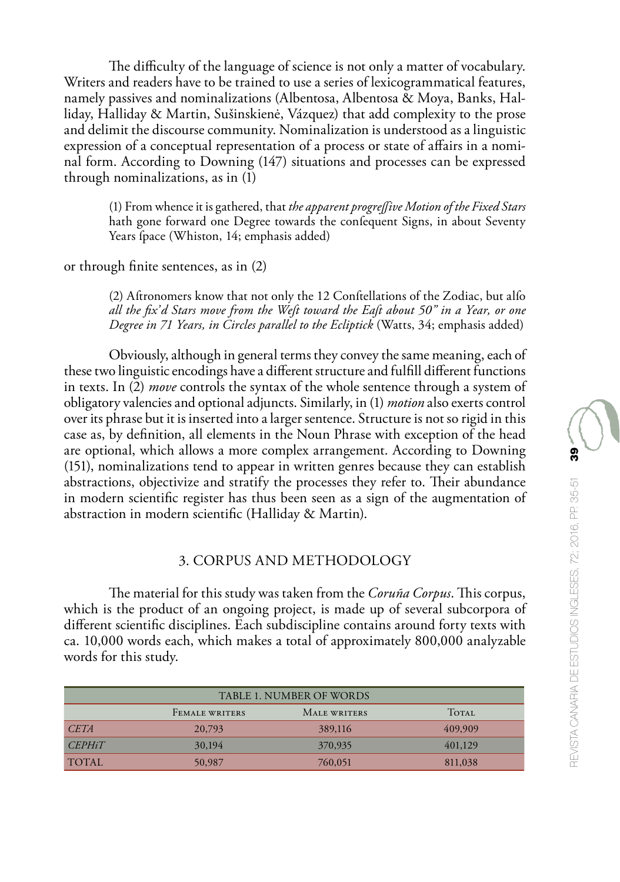The difficulty of the language of science is not only a matter of vocabulary. Writers and readers have to be trained to use a series of lexicogrammatical features, namely passives and nominalizations (Albentosa, Albentosa & Moya, Banks, Halliday, Halliday & Martin, Sušinskienė, Vázquez) that add complexity to the prose and delimit the discourse community. Nominalization is understood as a linguistic expression of a conceptual representation of a process or state of affairs in a nominal form. According to Downing (147) situations and processes can be expressed through nominalizations, as in (1)

> (1) From whence it is gathered, that *the apparent progreſſive Motion of the Fixed Stars* hath gone forward one Degree towards the conſequent Signs, in about Seventy Years ſpace (Whiston, 14; emphasis added)

or through finite sentences, as in (2)

> (2) Aſtronomers know that not only the 12 Conſtellations of the Zodiac, but alſo *all the fix'd Stars move from the Weſt toward the Eaſt about 50" in a Year, or one Degree in 71 Years, in Circles parallel to the Ecliptick* (Watts, 34; emphasis added)

Obviously, although in general terms they convey the same meaning, each of these two linguistic encodings have a different structure and fulfill different functions in texts. In (2) *move* controls the syntax of the whole sentence through a system of obligatory valencies and optional adjuncts. Similarly, in (1) *motion* also exerts control over its phrase but it is inserted into a larger sentence. Structure is not so rigid in this case as, by definition, all elements in the Noun Phrase with exception of the head are optional, which allows a more complex arrangement. According to Downing (151), nominalizations tend to appear in written genres because they can establish abstractions, objectivize and stratify the processes they refer to. Their abundance in modern scientific register has thus been seen as a sign of the augmentation of abstraction in modern scientific (Halliday & Martin).

## 3. CORPUS AND METHODOLOGY

The material for this study was taken from the *Coruña Corpus*. This corpus, which is the product of an ongoing project, is made up of several subcorpora of different scientific disciplines. Each subdiscipline contains around forty texts with ca. 10,000 words each, which makes a total of approximately 800,000 analyzable words for this study.

TABLE 1. NUMBER OF WORDS

| | Female writers | Male writers | Total |
|---|---|---|---|
| *CETA* | 20,793 | 389,116 | 409,909 |
| *CEPHiT* | 30,194 | 370,935 | 401,129 |
| TOTAL | 50,987 | 760,051 | 811,038 |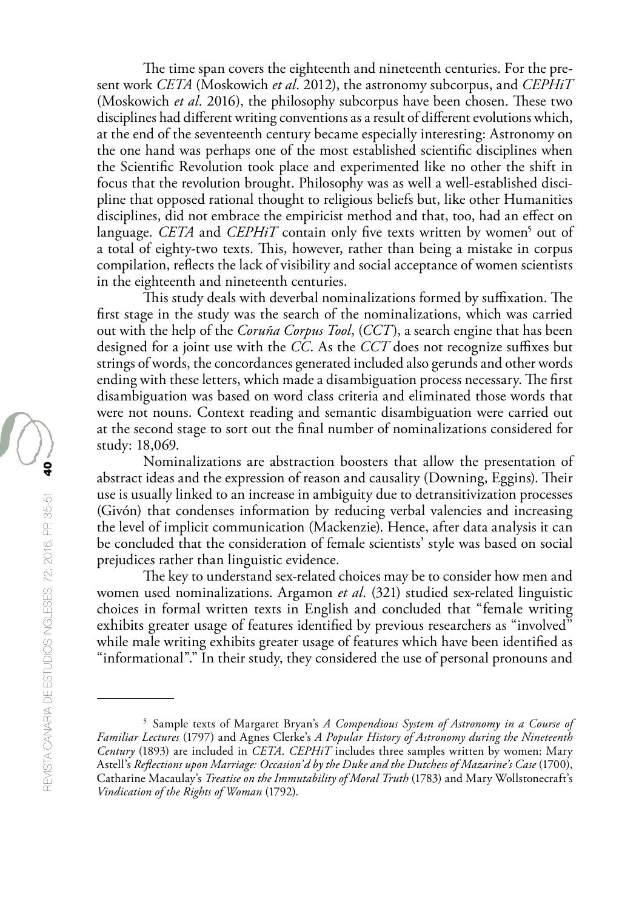The time span covers the eighteenth and nineteenth centuries. For the present work *CETA* (Moskowich *et al*. 2012), the astronomy subcorpus, and *CEPHiT* (Moskowich *et al*. 2016), the philosophy subcorpus have been chosen. These two disciplines had different writing conventions as a result of different evolutions which, at the end of the seventeenth century became especially interesting: Astronomy on the one hand was perhaps one of the most established scientific disciplines when the Scientific Revolution took place and experimented like no other the shift in focus that the revolution brought. Philosophy was as well a well-established discipline that opposed rational thought to religious beliefs but, like other Humanities disciplines, did not embrace the empiricist method and that, too, had an effect on language. *CETA* and *CEPHiT* contain only five texts written by women[5] out of a total of eighty-two texts. This, however, rather than being a mistake in corpus compilation, reflects the lack of visibility and social acceptance of women scientists in the eighteenth and nineteenth centuries.

This study deals with deverbal nominalizations formed by suffixation. The first stage in the study was the search of the nominalizations, which was carried out with the help of the *Coruña Corpus Tool*, (*CCT*), a search engine that has been designed for a joint use with the *CC*. As the *CCT* does not recognize suffixes but strings of words, the concordances generated included also gerunds and other words ending with these letters, which made a disambiguation process necessary. The first disambiguation was based on word class criteria and eliminated those words that were not nouns. Context reading and semantic disambiguation were carried out at the second stage to sort out the final number of nominalizations considered for study: 18,069.

Nominalizations are abstraction boosters that allow the presentation of abstract ideas and the expression of reason and causality (Downing, Eggins). Their use is usually linked to an increase in ambiguity due to detransitivization processes (Givón) that condenses information by reducing verbal valencies and increasing the level of implicit communication (Mackenzie). Hence, after data analysis it can be concluded that the consideration of female scientists' style was based on social prejudices rather than linguistic evidence.

The key to understand sex-related choices may be to consider how men and women used nominalizations. Argamon *et al*. (321) studied sex-related linguistic choices in formal written texts in English and concluded that "female writing exhibits greater usage of features identified by previous researchers as "involved" while male writing exhibits greater usage of features which have been identified as "informational"." In their study, they considered the use of personal pronouns and

---

[5] Sample texts of Margaret Bryan's *A Compendious System of Astronomy in a Course of Familiar Lectures* (1797) and Agnes Clerke's *A Popular History of Astronomy during the Nineteenth Century* (1893) are included in *CETA*. *CEPHiT* includes three samples written by women: Mary Astell's *Reflections upon Marriage: Occasion'd by the Duke and the Dutchess of Mazarine's Case* (1700), Catharine Macaulay's *Treatise on the Immutability of Moral Truth* (1783) and Mary Wollstonecraft's *Vindication of the Rights of Woman* (1792).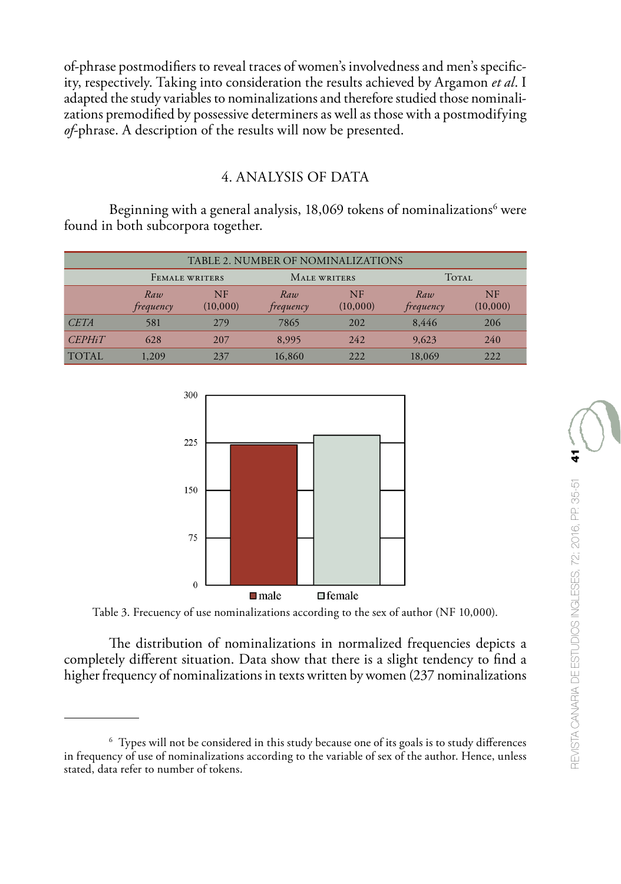of-phrase postmodifiers to reveal traces of women's involvedness and men's specificity, respectively. Taking into consideration the results achieved by Argamon *et al*. I adapted the study variables to nominalizations and therefore studied those nominalizations premodified by possessive determiners as well as those with a postmodifying *of*-phrase. A description of the results will now be presented.

## 4. ANALYSIS OF DATA

Beginning with a general analysis, 18,069 tokens of nominalizations[6] were found in both subcorpora together.

TABLE 2. NUMBER OF NOMINALIZATIONS

| | Female writers | | Male writers | | Total | |
|---|---|---|---|---|---|---|
| | *Raw frequency* | NF (10,000) | *Raw frequency* | NF (10,000) | *Raw frequency* | NF (10,000) |
| *CETA* | 581 | 279 | 7865 | 202 | 8,446 | 206 |
| *CEPHiT* | 628 | 207 | 8,995 | 242 | 9,623 | 240 |
| TOTAL | 1,209 | 237 | 16,860 | 222 | 18,069 | 222 |

Table 3. Frecuency of use nominalizations according to the sex of author (NF 10,000).

The distribution of nominalizations in normalized frequencies depicts a completely different situation. Data show that there is a slight tendency to find a higher frequency of nominalizations in texts written by women (237 nominalizations

[6] Types will not be considered in this study because one of its goals is to study differences in frequency of use of nominalizations according to the variable of sex of the author. Hence, unless stated, data refer to number of tokens.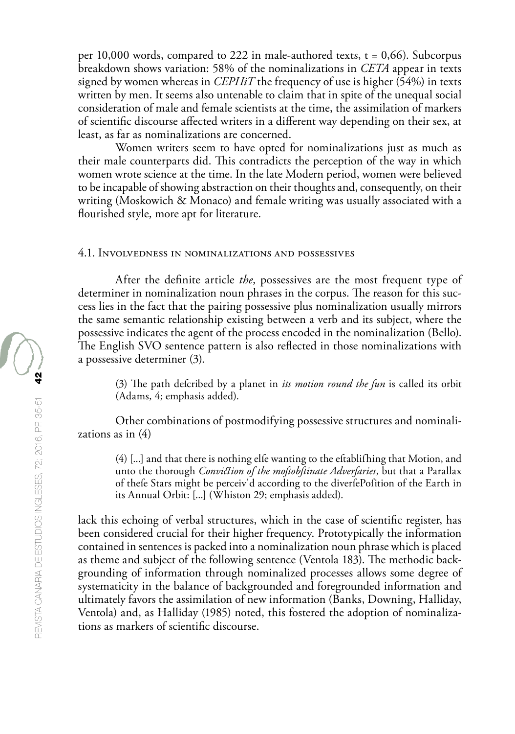per 10,000 words, compared to 222 in male-authored texts, t = 0,66). Subcorpus breakdown shows variation: 58% of the nominalizations in *CETA* appear in texts signed by women whereas in *CEPHiT* the frequency of use is higher (54%) in texts written by men. It seems also untenable to claim that in spite of the unequal social consideration of male and female scientists at the time, the assimilation of markers of scientific discourse affected writers in a different way depending on their sex, at least, as far as nominalizations are concerned.

Women writers seem to have opted for nominalizations just as much as their male counterparts did. This contradicts the perception of the way in which women wrote science at the time. In the late Modern period, women were believed to be incapable of showing abstraction on their thoughts and, consequently, on their writing (Moskowich & Monaco) and female writing was usually associated with a flourished style, more apt for literature.

### 4.1. Involvedness in nominalizations and possessives

After the definite article *the*, possessives are the most frequent type of determiner in nominalization noun phrases in the corpus. The reason for this success lies in the fact that the pairing possessive plus nominalization usually mirrors the same semantic relationship existing between a verb and its subject, where the possessive indicates the agent of the process encoded in the nominalization (Bello). The English SVO sentence pattern is also reflected in those nominalizations with a possessive determiner (3).

> (3) The path defcribed by a planet in *its motion round the fun* is called its orbit (Adams, 4; emphasis added).

Other combinations of postmodifying possessive structures and nominalizations as in (4)

> (4) [...] and that there is nothing elfe wanting to the eftablifhing that Motion, and unto the thorough *Conviction of the moftobftinate Adverfaries*, but that a Parallax of thefe Stars might be perceiv'd according to the diverfePofition of the Earth in its Annual Orbit: [...] (Whiston 29; emphasis added).

lack this echoing of verbal structures, which in the case of scientific register, has been considered crucial for their higher frequency. Prototypically the information contained in sentences is packed into a nominalization noun phrase which is placed as theme and subject of the following sentence (Ventola 183). The methodic backgrounding of information through nominalized processes allows some degree of systematicity in the balance of backgrounded and foregrounded information and ultimately favors the assimilation of new information (Banks, Downing, Halliday, Ventola) and, as Halliday (1985) noted, this fostered the adoption of nominalizations as markers of scientific discourse.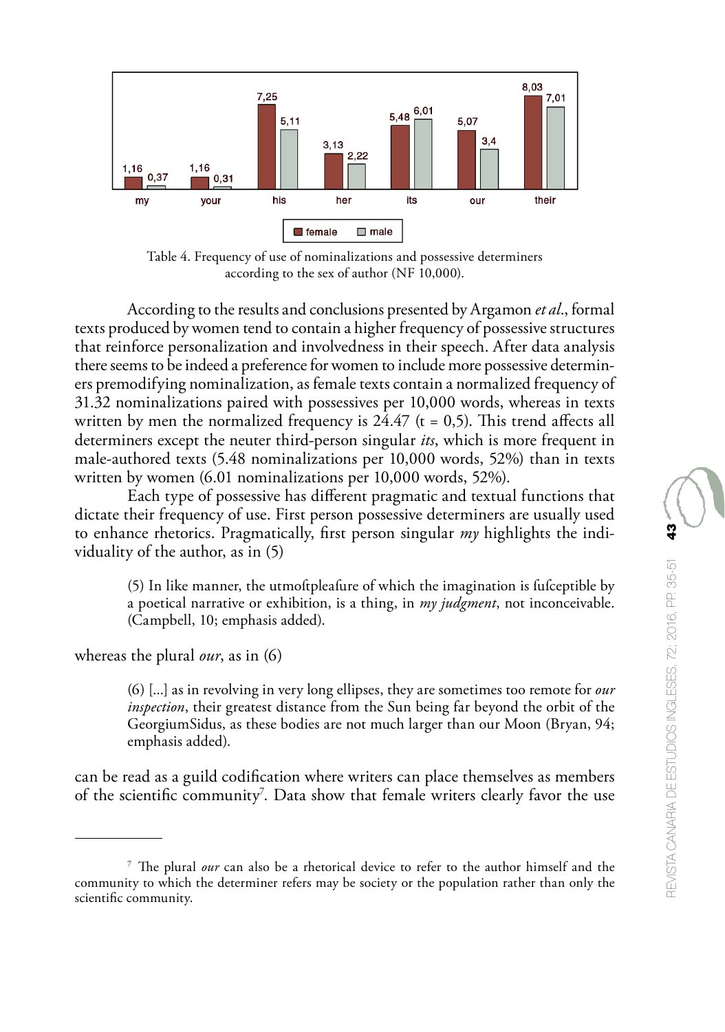| | my | your | his | her | its | our | their |
|---|---|---|---|---|---|---|---|
| female | 1,16 | 1,16 | 7,25 | 3,13 | 5,48 | 5,07 | 8,03 |
| male | 0,37 | 0,31 | 5,11 | 2,22 | 6,01 | 3,4 | 7,01 |

Table 4. Frequency of use of nominalizations and possessive determiners according to the sex of author (NF 10,000).

According to the results and conclusions presented by Argamon *et al*., formal texts produced by women tend to contain a higher frequency of possessive structures that reinforce personalization and involvedness in their speech. After data analysis there seems to be indeed a preference for women to include more possessive determiners premodifying nominalization, as female texts contain a normalized frequency of 31.32 nominalizations paired with possessives per 10,000 words, whereas in texts written by men the normalized frequency is 24.47 (t = 0,5). This trend affects all determiners except the neuter third-person singular *its*, which is more frequent in male-authored texts (5.48 nominalizations per 10,000 words, 52%) than in texts written by women (6.01 nominalizations per 10,000 words, 52%).

Each type of possessive has different pragmatic and textual functions that dictate their frequency of use. First person possessive determiners are usually used to enhance rhetorics. Pragmatically, first person singular *my* highlights the individuality of the author, as in (5)

> (5) In like manner, the utmoftpleafure of which the imagination is fufceptible by a poetical narrative or exhibition, is a thing, in *my judgment*, not inconceivable. (Campbell, 10; emphasis added).

whereas the plural *our*, as in (6)

> (6) [...] as in revolving in very long ellipses, they are sometimes too remote for *our inspection*, their greatest distance from the Sun being far beyond the orbit of the GeorgiumSidus, as these bodies are not much larger than our Moon (Bryan, 94; emphasis added).

can be read as a guild codification where writers can place themselves as members of the scientific community[7]. Data show that female writers clearly favor the use

[7] The plural *our* can also be a rhetorical device to refer to the author himself and the community to which the determiner refers may be society or the population rather than only the scientific community.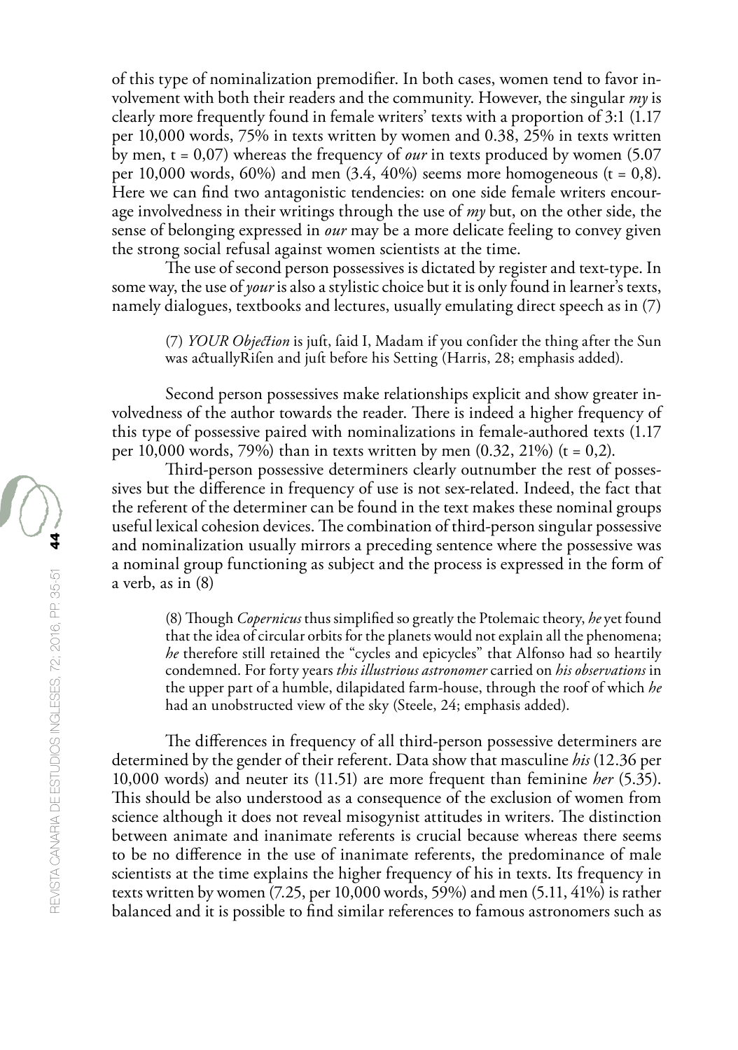of this type of nominalization premodifier. In both cases, women tend to favor involvement with both their readers and the community. However, the singular *my* is clearly more frequently found in female writers' texts with a proportion of 3:1 (1.17 per 10,000 words, 75% in texts written by women and 0.38, 25% in texts written by men, t = 0,07) whereas the frequency of *our* in texts produced by women (5.07 per 10,000 words, 60%) and men (3.4, 40%) seems more homogeneous (t = 0,8). Here we can find two antagonistic tendencies: on one side female writers encourage involvedness in their writings through the use of *my* but, on the other side, the sense of belonging expressed in *our* may be a more delicate feeling to convey given the strong social refusal against women scientists at the time.

The use of second person possessives is dictated by register and text-type. In some way, the use of *your* is also a stylistic choice but it is only found in learner's texts, namely dialogues, textbooks and lectures, usually emulating direct speech as in (7)

> (7) *YOUR Objection* is juſt, ſaid I, Madam if you conſider the thing after the Sun was actuallyRiſen and juſt before his Setting (Harris, 28; emphasis added).

Second person possessives make relationships explicit and show greater involvedness of the author towards the reader. There is indeed a higher frequency of this type of possessive paired with nominalizations in female-authored texts (1.17 per 10,000 words, 79%) than in texts written by men (0.32, 21%) (t = 0,2).

Third-person possessive determiners clearly outnumber the rest of possessives but the difference in frequency of use is not sex-related. Indeed, the fact that the referent of the determiner can be found in the text makes these nominal groups useful lexical cohesion devices. The combination of third-person singular possessive and nominalization usually mirrors a preceding sentence where the possessive was a nominal group functioning as subject and the process is expressed in the form of a verb, as in (8)

> (8) Though *Copernicus* thus simplified so greatly the Ptolemaic theory, *he* yet found that the idea of circular orbits for the planets would not explain all the phenomena; *he* therefore still retained the "cycles and epicycles" that Alfonso had so heartily condemned. For forty years *this illustrious astronomer* carried on *his observations* in the upper part of a humble, dilapidated farm-house, through the roof of which *he* had an unobstructed view of the sky (Steele, 24; emphasis added).

The differences in frequency of all third-person possessive determiners are determined by the gender of their referent. Data show that masculine *his* (12.36 per 10,000 words) and neuter its (11.51) are more frequent than feminine *her* (5.35). This should be also understood as a consequence of the exclusion of women from science although it does not reveal misogynist attitudes in writers. The distinction between animate and inanimate referents is crucial because whereas there seems to be no difference in the use of inanimate referents, the predominance of male scientists at the time explains the higher frequency of his in texts. Its frequency in texts written by women (7.25, per 10,000 words, 59%) and men (5.11, 41%) is rather balanced and it is possible to find similar references to famous astronomers such as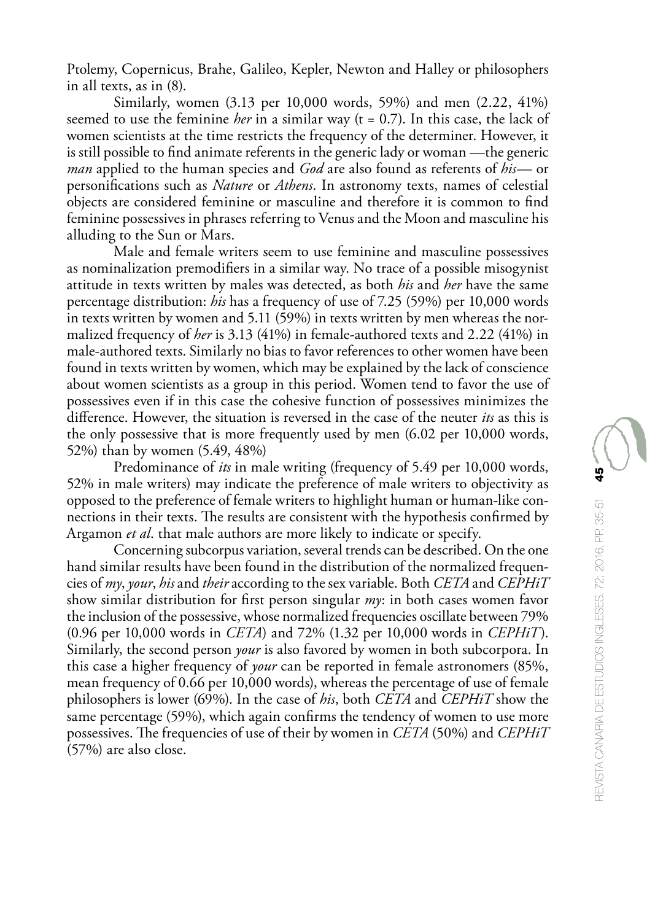Ptolemy, Copernicus, Brahe, Galileo, Kepler, Newton and Halley or philosophers in all texts, as in (8).

Similarly, women (3.13 per 10,000 words, 59%) and men (2.22, 41%) seemed to use the feminine *her* in a similar way (t = 0.7). In this case, the lack of women scientists at the time restricts the frequency of the determiner. However, it is still possible to find animate referents in the generic lady or woman —the generic *man* applied to the human species and *God* are also found as referents of *his*— or personifications such as *Nature* or *Athens*. In astronomy texts, names of celestial objects are considered feminine or masculine and therefore it is common to find feminine possessives in phrases referring to Venus and the Moon and masculine his alluding to the Sun or Mars.

Male and female writers seem to use feminine and masculine possessives as nominalization premodifiers in a similar way. No trace of a possible misogynist attitude in texts written by males was detected, as both *his* and *her* have the same percentage distribution: *his* has a frequency of use of 7.25 (59%) per 10,000 words in texts written by women and 5.11 (59%) in texts written by men whereas the normalized frequency of *her* is 3.13 (41%) in female-authored texts and 2.22 (41%) in male-authored texts. Similarly no bias to favor references to other women have been found in texts written by women, which may be explained by the lack of conscience about women scientists as a group in this period. Women tend to favor the use of possessives even if in this case the cohesive function of possessives minimizes the difference. However, the situation is reversed in the case of the neuter *its* as this is the only possessive that is more frequently used by men (6.02 per 10,000 words, 52%) than by women (5.49, 48%)

Predominance of *its* in male writing (frequency of 5.49 per 10,000 words, 52% in male writers) may indicate the preference of male writers to objectivity as opposed to the preference of female writers to highlight human or human-like connections in their texts. The results are consistent with the hypothesis confirmed by Argamon *et al*. that male authors are more likely to indicate or specify.

Concerning subcorpus variation, several trends can be described. On the one hand similar results have been found in the distribution of the normalized frequencies of *my*, *your*, *his* and *their* according to the sex variable. Both *CETA* and *CEPHiT* show similar distribution for first person singular *my*: in both cases women favor the inclusion of the possessive, whose normalized frequencies oscillate between 79% (0.96 per 10,000 words in *CETA*) and 72% (1.32 per 10,000 words in *CEPHiT*). Similarly, the second person *your* is also favored by women in both subcorpora. In this case a higher frequency of *your* can be reported in female astronomers (85%, mean frequency of 0.66 per 10,000 words), whereas the percentage of use of female philosophers is lower (69%). In the case of *his*, both *CETA* and *CEPHiT* show the same percentage (59%), which again confirms the tendency of women to use more possessives. The frequencies of use of their by women in *CETA* (50%) and *CEPHiT* (57%) are also close.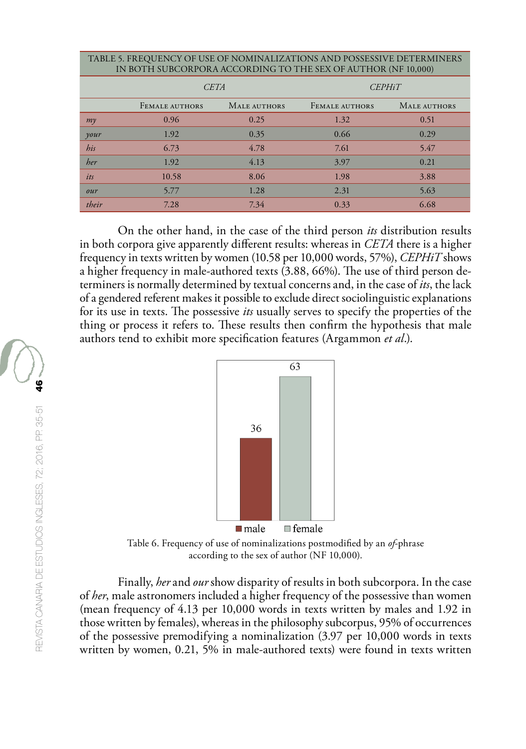| TABLE 5. FREQUENCY OF USE OF NOMINALIZATIONS AND POSSESSIVE DETERMINERS IN BOTH SUBCORPORA ACCORDING TO THE SEX OF AUTHOR (NF 10,000) | | | | |
|---|---|---|---|---|
| | *CETA* | | *CEPHiT* | |
| | Female authors | Male authors | Female authors | Male authors |
| *my* | 0.96 | 0.25 | 1.32 | 0.51 |
| *your* | 1.92 | 0.35 | 0.66 | 0.29 |
| *his* | 6.73 | 4.78 | 7.61 | 5.47 |
| *her* | 1.92 | 4.13 | 3.97 | 0.21 |
| *its* | 10.58 | 8.06 | 1.98 | 3.88 |
| *our* | 5.77 | 1.28 | 2.31 | 5.63 |
| *their* | 7.28 | 7.34 | 0.33 | 6.68 |

On the other hand, in the case of the third person *its* distribution results in both corpora give apparently different results: whereas in *CETA* there is a higher frequency in texts written by women (10.58 per 10,000 words, 57%), *CEPHiT* shows a higher frequency in male-authored texts (3.88, 66%). The use of third person determiners is normally determined by textual concerns and, in the case of *its*, the lack of a gendered referent makes it possible to exclude direct sociolinguistic explanations for its use in texts. The possessive *its* usually serves to specify the properties of the thing or process it refers to. These results then confirm the hypothesis that male authors tend to exhibit more specification features (Argammon *et al*.).

Table 6. Frequency of use of nominalizations postmodified by an *of*-phrase according to the sex of author (NF 10,000).

Finally, *her* and *our* show disparity of results in both subcorpora. In the case of *her*, male astronomers included a higher frequency of the possessive than women (mean frequency of 4.13 per 10,000 words in texts written by males and 1.92 in those written by females), whereas in the philosophy subcorpus, 95% of occurrences of the possessive premodifying a nominalization (3.97 per 10,000 words in texts written by women, 0.21, 5% in male-authored texts) were found in texts written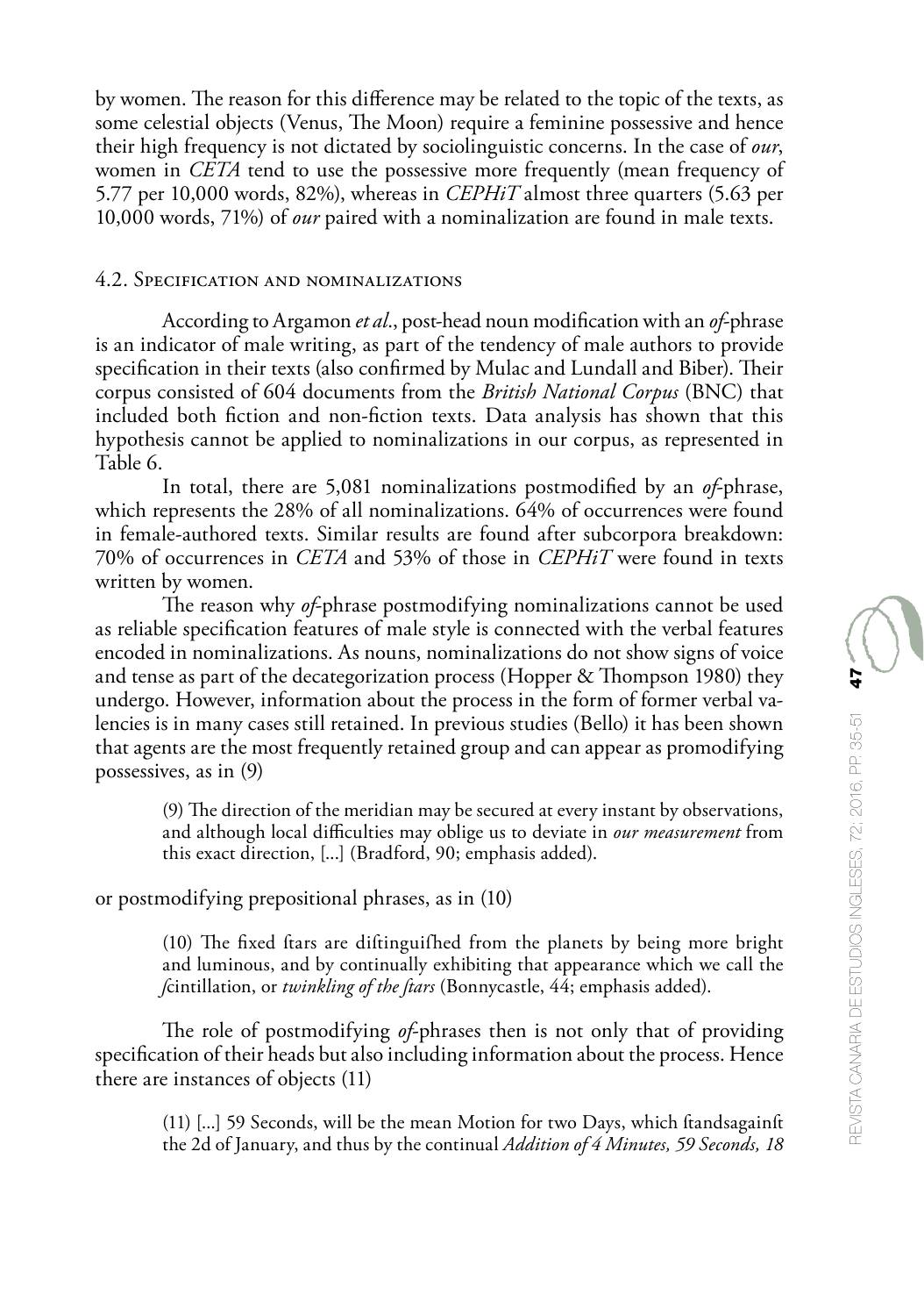by women. The reason for this difference may be related to the topic of the texts, as some celestial objects (Venus, The Moon) require a feminine possessive and hence their high frequency is not dictated by sociolinguistic concerns. In the case of *our*, women in *CETA* tend to use the possessive more frequently (mean frequency of 5.77 per 10,000 words, 82%), whereas in *CEPHiT* almost three quarters (5.63 per 10,000 words, 71%) of *our* paired with a nominalization are found in male texts.

### 4.2. Specification and nominalizations

According to Argamon *et al*., post-head noun modification with an *of*-phrase is an indicator of male writing, as part of the tendency of male authors to provide specification in their texts (also confirmed by Mulac and Lundall and Biber). Their corpus consisted of 604 documents from the *British National Corpus* (BNC) that included both fiction and non-fiction texts. Data analysis has shown that this hypothesis cannot be applied to nominalizations in our corpus, as represented in Table 6.

In total, there are 5,081 nominalizations postmodified by an *of*-phrase, which represents the 28% of all nominalizations. 64% of occurrences were found in female-authored texts. Similar results are found after subcorpora breakdown: 70% of occurrences in *CETA* and 53% of those in *CEPHiT* were found in texts written by women.

The reason why *of*-phrase postmodifying nominalizations cannot be used as reliable specification features of male style is connected with the verbal features encoded in nominalizations. As nouns, nominalizations do not show signs of voice and tense as part of the decategorization process (Hopper & Thompson 1980) they undergo. However, information about the process in the form of former verbal valencies is in many cases still retained. In previous studies (Bello) it has been shown that agents are the most frequently retained group and can appear as promodifying possessives, as in (9)

> (9) The direction of the meridian may be secured at every instant by observations, and although local difficulties may oblige us to deviate in *our measurement* from this exact direction, [...] (Bradford, 90; emphasis added).

or postmodifying prepositional phrases, as in (10)

> (10) The fixed ſtars are diſtinguiſhed from the planets by being more bright and luminous, and by continually exhibiting that appearance which we call the *ſ*cintillation, or *twinkling of the ſtars* (Bonnycastle, 44; emphasis added).

The role of postmodifying *of*-phrases then is not only that of providing specification of their heads but also including information about the process. Hence there are instances of objects (11)

> (11) [...] 59 Seconds, will be the mean Motion for two Days, which ſtandsagainſt the 2d of January, and thus by the continual *Addition of 4 Minutes, 59 Seconds, 18*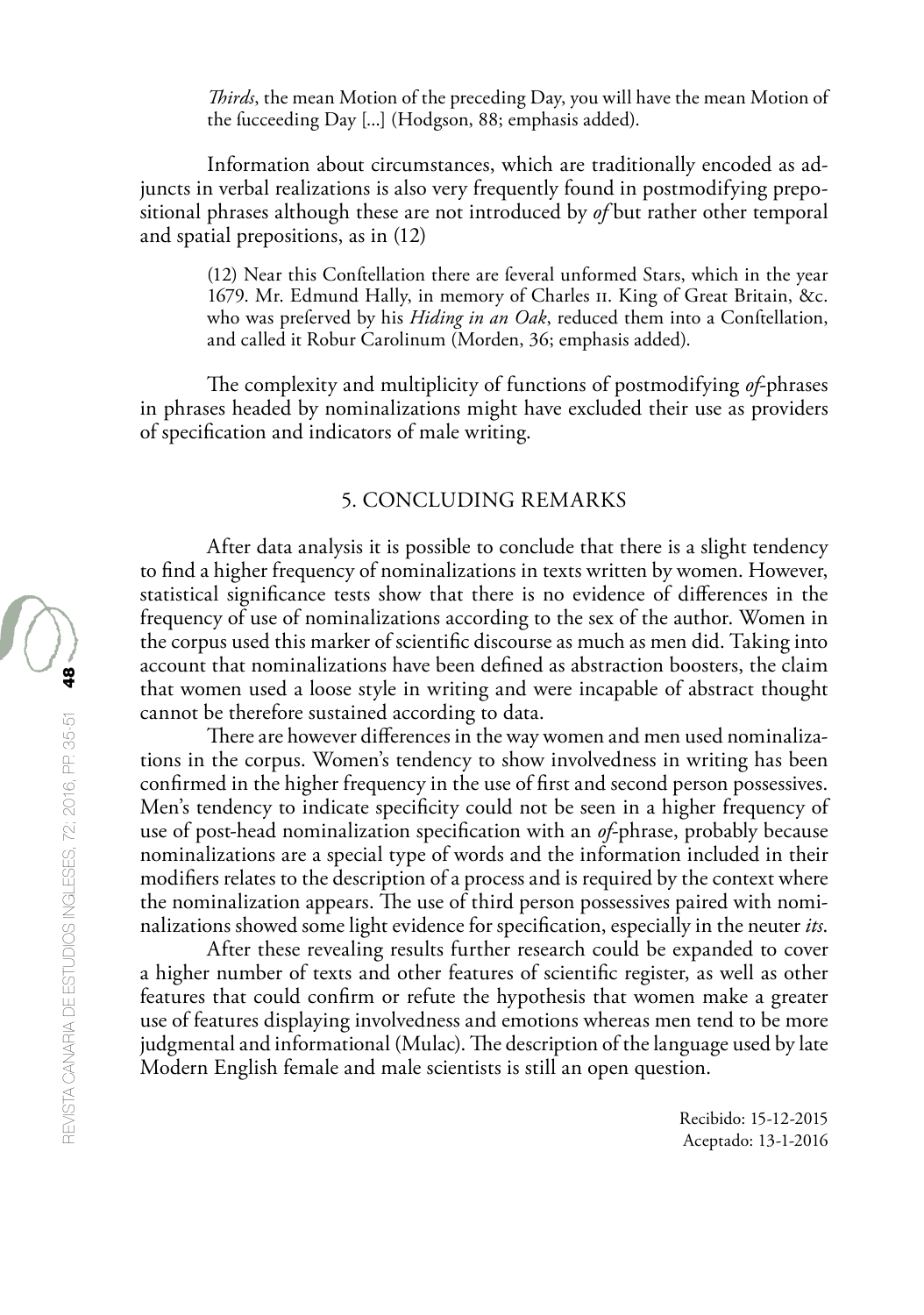*Thirds*, the mean Motion of the preceding Day, you will have the mean Motion of the ſucceeding Day [...] (Hodgson, 88; emphasis added).

Information about circumstances, which are traditionally encoded as adjuncts in verbal realizations is also very frequently found in postmodifying prepositional phrases although these are not introduced by *of* but rather other temporal and spatial prepositions, as in (12)

> (12) Near this Conſtellation there are ſeveral unformed Stars, which in the year 1679. Mr. Edmund Hally, in memory of Charles ii. King of Great Britain, &c. who was preſerved by his *Hiding in an Oak*, reduced them into a Conſtellation, and called it Robur Carolinum (Morden, 36; emphasis added).

The complexity and multiplicity of functions of postmodifying *of*-phrases in phrases headed by nominalizations might have excluded their use as providers of specification and indicators of male writing.

## 5. CONCLUDING REMARKS

After data analysis it is possible to conclude that there is a slight tendency to find a higher frequency of nominalizations in texts written by women. However, statistical significance tests show that there is no evidence of differences in the frequency of use of nominalizations according to the sex of the author. Women in the corpus used this marker of scientific discourse as much as men did. Taking into account that nominalizations have been defined as abstraction boosters, the claim that women used a loose style in writing and were incapable of abstract thought cannot be therefore sustained according to data.

There are however differences in the way women and men used nominalizations in the corpus. Women's tendency to show involvedness in writing has been confirmed in the higher frequency in the use of first and second person possessives. Men's tendency to indicate specificity could not be seen in a higher frequency of use of post-head nominalization specification with an *of*-phrase, probably because nominalizations are a special type of words and the information included in their modifiers relates to the description of a process and is required by the context where the nominalization appears. The use of third person possessives paired with nominalizations showed some light evidence for specification, especially in the neuter *its*.

After these revealing results further research could be expanded to cover a higher number of texts and other features of scientific register, as well as other features that could confirm or refute the hypothesis that women make a greater use of features displaying involvedness and emotions whereas men tend to be more judgmental and informational (Mulac). The description of the language used by late Modern English female and male scientists is still an open question.

Recibido: 15-12-2015
Aceptado: 13-1-2016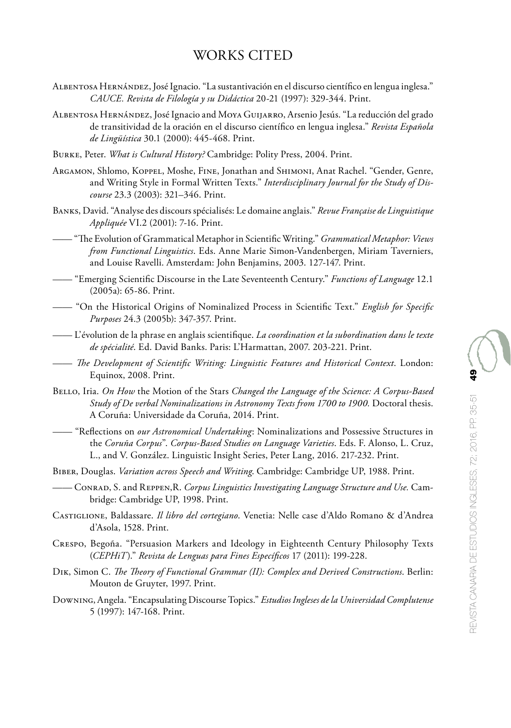## WORKS CITED

Albentosa Hernández, José Ignacio. "La sustantivación en el discurso científico en lengua inglesa." *CAUCE. Revista de Filología y su Didáctica* 20-21 (1997): 329-344. Print.

Albentosa Hernández, José Ignacio and Moya Guijarro, Arsenio Jesús. "La reducción del grado de transitividad de la oración en el discurso científico en lengua inglesa." *Revista Española de Lingüística* 30.1 (2000): 445-468. Print.

Burke, Peter. *What is Cultural History?* Cambridge: Polity Press, 2004. Print.

Argamon, Shlomo, Koppel, Moshe, Fine, Jonathan and Shimoni, Anat Rachel. "Gender, Genre, and Writing Style in Formal Written Texts." *Interdisciplinary Journal for the Study of Discourse* 23.3 (2003): 321–346. Print.

Banks, David. "Analyse des discours spécialisés: Le domaine anglais." *Revue Française de Linguistique Appliquée* VI.2 (2001): 7-16. Print.

—— "The Evolution of Grammatical Metaphor in Scientific Writing." *Grammatical Metaphor: Views from Functional Linguistics*. Eds. Anne Marie Simon-Vandenbergen, Miriam Taverniers, and Louise Ravelli. Amsterdam: John Benjamins, 2003. 127-147. Print.

—— "Emerging Scientific Discourse in the Late Seventeenth Century." *Functions of Language* 12.1 (2005a): 65-86. Print.

—— "On the Historical Origins of Nominalized Process in Scientific Text." *English for Specific Purposes* 24.3 (2005b): 347-357. Print.

—— L'évolution de la phrase en anglais scientifique. *La coordination et la subordination dans le texte de spécialité*. Ed. David Banks. Paris: L'Harmattan, 2007. 203-221. Print.

—— *The Development of Scientific Writing: Linguistic Features and Historical Context*. London: Equinox, 2008. Print.

Bello, Iria. *On How* the Motion of the Stars *Changed the Language of the Science: A Corpus-Based Study of De verbal Nominalizations in Astronomy Texts from 1700 to 1900.* Doctoral thesis. A Coruña: Universidade da Coruña, 2014. Print.

—— "Reflections on *our Astronomical Undertaking*: Nominalizations and Possessive Structures in the *Coruña Corpus*". *Corpus-Based Studies on Language Varieties*. Eds. F. Alonso, L. Cruz, L., and V. González. Linguistic Insight Series, Peter Lang, 2016. 217-232. Print.

Biber, Douglas. *Variation across Speech and Writing*. Cambridge: Cambridge UP, 1988. Print.

—— Conrad, S. and Reppen,R. *Corpus Linguistics Investigating Language Structure and Use.* Cambridge: Cambridge UP, 1998. Print.

Castiglione, Baldassare. *Il libro del cortegiano*. Venetia: Nelle case d'Aldo Romano & d'Andrea d'Asola, 1528. Print.

Crespo, Begoña. "Persuasion Markers and Ideology in Eighteenth Century Philosophy Texts (*CEPHiT*)." *Revista de Lenguas para Fines Específicos* 17 (2011): 199-228.

Dik, Simon C. *The Theory of Functional Grammar (II): Complex and Derived Constructions*. Berlin: Mouton de Gruyter, 1997. Print.

Downing, Angela. "Encapsulating Discourse Topics." *Estudios Ingleses de la Universidad Complutense* 5 (1997): 147-168. Print.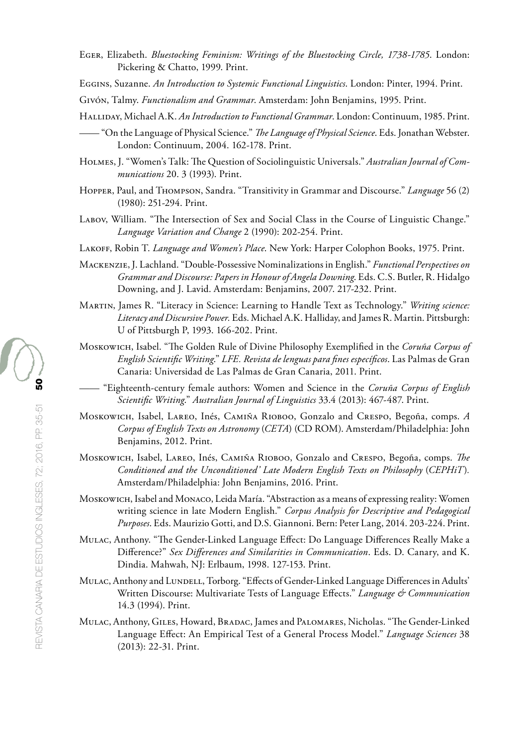Eger, Elizabeth. *Bluestocking Feminism: Writings of the Bluestocking Circle, 1738-1785*. London: Pickering & Chatto, 1999. Print.

Eggins, Suzanne. *An Introduction to Systemic Functional Linguistics*. London: Pinter, 1994. Print.

Givón, Talmy. *Functionalism and Grammar*. Amsterdam: John Benjamins, 1995. Print.

Halliday, Michael A.K. *An Introduction to Functional Grammar*. London: Continuum, 1985. Print.

—— "On the Language of Physical Science." *The Language of Physical Science*. Eds. Jonathan Webster. London: Continuum, 2004. 162-178. Print.

Holmes, J. "Women's Talk: The Question of Sociolinguistic Universals." *Australian Journal of Communications* 20. 3 (1993). Print.

Hopper, Paul, and Thompson, Sandra. "Transitivity in Grammar and Discourse." *Language* 56 (2) (1980): 251-294. Print.

Labov, William. "The Intersection of Sex and Social Class in the Course of Linguistic Change." *Language Variation and Change* 2 (1990): 202-254. Print.

Lakoff, Robin T. *Language and Women's Place*. New York: Harper Colophon Books, 1975. Print.

Mackenzie, J. Lachland. "Double-Possessive Nominalizations in English." *Functional Perspectives on Grammar and Discourse: Papers in Honour of Angela Downing*. Eds. C.S. Butler, R. Hidalgo Downing, and J. Lavid. Amsterdam: Benjamins, 2007. 217-232. Print.

Martin, James R. "Literacy in Science: Learning to Handle Text as Technology." *Writing science: Literacy and Discursive Power.* Eds. Michael A.K. Halliday, and James R. Martin. Pittsburgh: U of Pittsburgh P, 1993. 166-202. Print.

Moskowich, Isabel. "The Golden Rule of Divine Philosophy Exemplified in the *Coruña Corpus of English Scientific Writing*." *LFE. Revista de lenguas para fines específicos*. Las Palmas de Gran Canaria: Universidad de Las Palmas de Gran Canaria, 2011. Print.

—— "Eighteenth-century female authors: Women and Science in the *Coruña Corpus of English Scientific Writing*." *Australian Journal of Linguistics* 33.4 (2013): 467-487. Print.

Moskowich, Isabel, Lareo, Inés, Camiña Rioboo, Gonzalo and Crespo, Begoña, comps. *A Corpus of English Texts on Astronomy* (*CETA*) (CD ROM). Amsterdam/Philadelphia: John Benjamins, 2012. Print.

Moskowich, Isabel, Lareo, Inés, Camiña Rioboo, Gonzalo and Crespo, Begoña, comps. *The Conditioned and the Unconditioned' Late Modern English Texts on Philosophy* (*CEPHiT*). Amsterdam/Philadelphia: John Benjamins, 2016. Print.

Moskowich, Isabel and Monaco, Leida María. "Abstraction as a means of expressing reality: Women writing science in late Modern English." *Corpus Analysis for Descriptive and Pedagogical Purposes*. Eds. Maurizio Gotti, and D.S. Giannoni. Bern: Peter Lang, 2014. 203-224. Print.

Mulac, Anthony. "The Gender-Linked Language Effect: Do Language Differences Really Make a Difference?" *Sex Differences and Similarities in Communication*. Eds. D. Canary, and K. Dindia. Mahwah, NJ: Erlbaum, 1998. 127-153. Print.

Mulac, Anthony and Lundell, Torborg. "Effects of Gender-Linked Language Differences in Adults' Written Discourse: Multivariate Tests of Language Effects." *Language & Communication* 14.3 (1994). Print.

Mulac, Anthony, Giles, Howard, Bradac, James and Palomares, Nicholas. "The Gender-Linked Language Effect: An Empirical Test of a General Process Model." *Language Sciences* 38 (2013): 22-31. Print.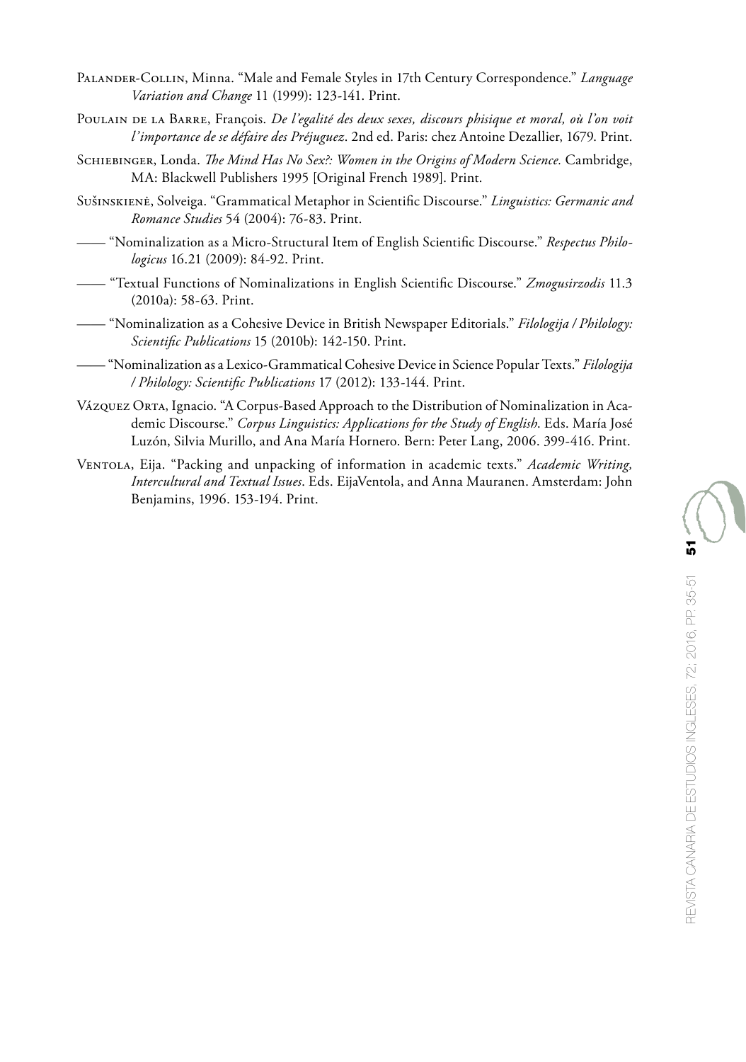Palander-Collin, Minna. "Male and Female Styles in 17th Century Correspondence." *Language Variation and Change* 11 (1999): 123-141. Print.

Poulain de la Barre, François. *De l'egalité des deux sexes, discours phisique et moral, où l'on voit l'importance de se défaire des Préjuguez*. 2nd ed. Paris: chez Antoine Dezallier, 1679. Print.

Schiebinger, Londa. *The Mind Has No Sex?: Women in the Origins of Modern Science.* Cambridge, MA: Blackwell Publishers 1995 [Original French 1989]. Print.

Sušinskienė, Solveiga. "Grammatical Metaphor in Scientific Discourse." *Linguistics: Germanic and Romance Studies* 54 (2004): 76-83. Print.

—— "Nominalization as a Micro-Structural Item of English Scientific Discourse." *Respectus Philologicus* 16.21 (2009): 84-92. Print.

—— "Textual Functions of Nominalizations in English Scientific Discourse." *Zmogusirzodis* 11.3 (2010a): 58-63. Print.

—— "Nominalization as a Cohesive Device in British Newspaper Editorials." *Filologija / Philology: Scientific Publications* 15 (2010b): 142-150. Print.

—— "Nominalization as a Lexico-Grammatical Cohesive Device in Science Popular Texts." *Filologija / Philology: Scientific Publications* 17 (2012): 133-144. Print.

Vázquez Orta, Ignacio. "A Corpus-Based Approach to the Distribution of Nominalization in Academic Discourse." *Corpus Linguistics: Applications for the Study of English*. Eds. María José Luzón, Silvia Murillo, and Ana María Hornero. Bern: Peter Lang, 2006. 399-416. Print.

Ventola, Eija. "Packing and unpacking of information in academic texts." *Academic Writing, Intercultural and Textual Issues*. Eds. EijaVentola, and Anna Mauranen. Amsterdam: John Benjamins, 1996. 153-194. Print.